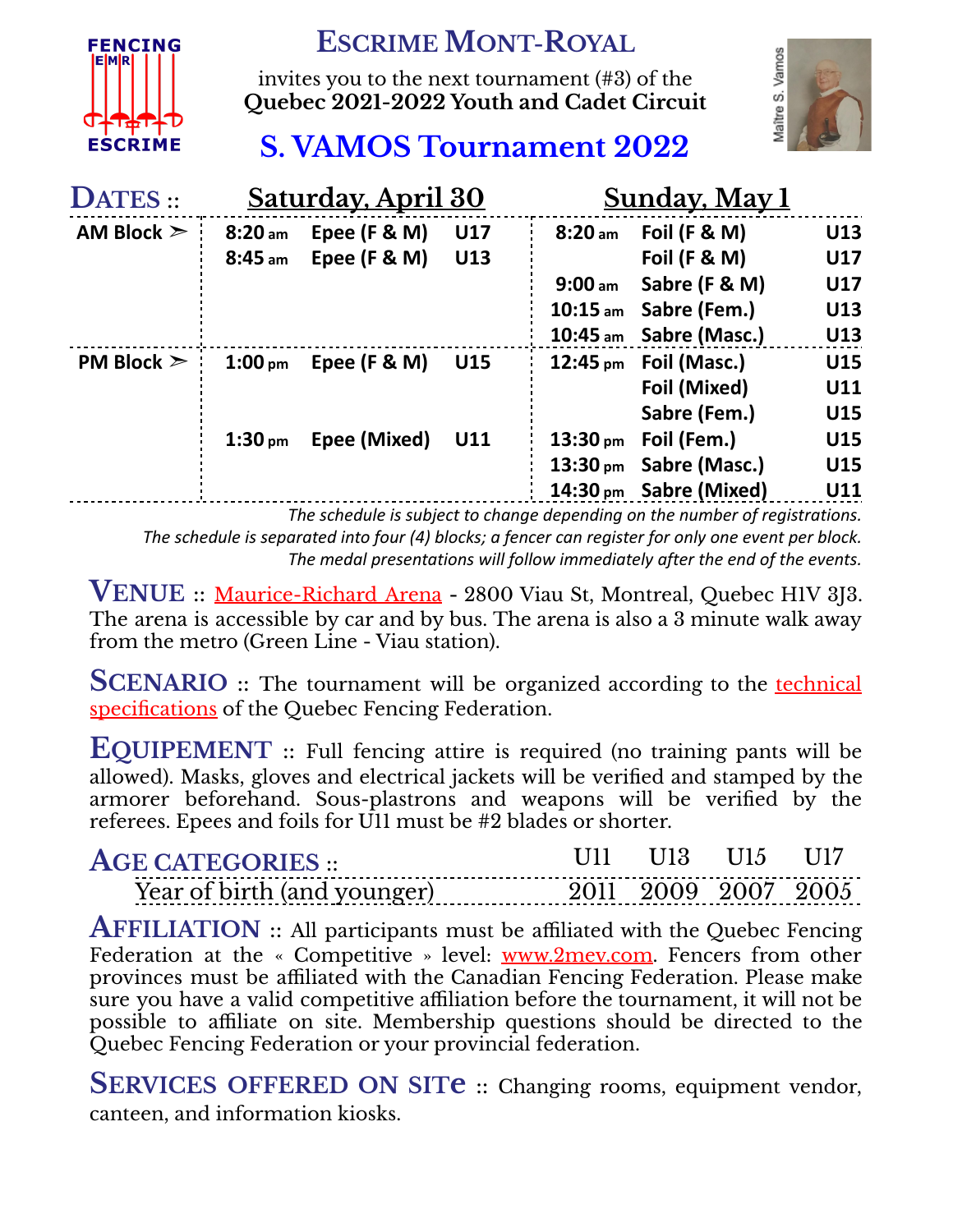# Escrime Mont-Royal

invites you to the next tournament (#3) of the
**Quebec 2021-2022 Youth and Cadet Circuit**

## S. VAMOS Tournament 2022

| DATES :: | Saturday, April 30 | | | Sunday, May 1 | | |
|---|---|---|---|---|---|---|
| **AM Block ➢** | **8:20 am** | **Epee (F & M)** | **U17** | **8:20 am** | **Foil (F & M)** | **U13** |
| | **8:45 am** | **Epee (F & M)** | **U13** | | **Foil (F & M)** | **U17** |
| | | | | **9:00 am** | **Sabre (F & M)** | **U17** |
| | | | | **10:15 am** | **Sabre (Fem.)** | **U13** |
| | | | | **10:45 am** | **Sabre (Masc.)** | **U13** |
| **PM Block ➢** | **1:00 pm** | **Epee (F & M)** | **U15** | **12:45 pm** | **Foil (Masc.)** | **U15** |
| | | | | | **Foil (Mixed)** | **U11** |
| | | | | | **Sabre (Fem.)** | **U15** |
| | **1:30 pm** | **Epee (Mixed)** | **U11** | **13:30 pm** | **Foil (Fem.)** | **U15** |
| | | | | **13:30 pm** | **Sabre (Masc.)** | **U15** |
| | | | | **14:30 pm** | **Sabre (Mixed)** | **U11** |

*The schedule is subject to change depending on the number of registrations.*
*The schedule is separated into four (4) blocks; a fencer can register for only one event per block.*
*The medal presentations will follow immediately after the end of the events.*

**VENUE** :: Maurice-Richard Arena - 2800 Viau St, Montreal, Quebec H1V 3J3. The arena is accessible by car and by bus. The arena is also a 3 minute walk away from the metro (Green Line - Viau station).

**SCENARIO** :: The tournament will be organized according to the technical specifications of the Quebec Fencing Federation.

**EQUIPEMENT** :: Full fencing attire is required (no training pants will be allowed). Masks, gloves and electrical jackets will be verified and stamped by the armorer beforehand. Sous-plastrons and weapons will be verified by the referees. Epees and foils for U11 must be #2 blades or shorter.

| AGE CATEGORIES :: | U11 | U13 | U15 | U17 |
|---|---|---|---|---|
| Year of birth (and younger) | 2011 | 2009 | 2007 | 2005 |

**AFFILIATION** :: All participants must be affiliated with the Quebec Fencing Federation at the « Competitive » level: www.2mev.com. Fencers from other provinces must be affiliated with the Canadian Fencing Federation. Please make sure you have a valid competitive affiliation before the tournament, it will not be possible to affiliate on site. Membership questions should be directed to the Quebec Fencing Federation or your provincial federation.

**SERVICES OFFERED ON SITe** :: Changing rooms, equipment vendor, canteen, and information kiosks.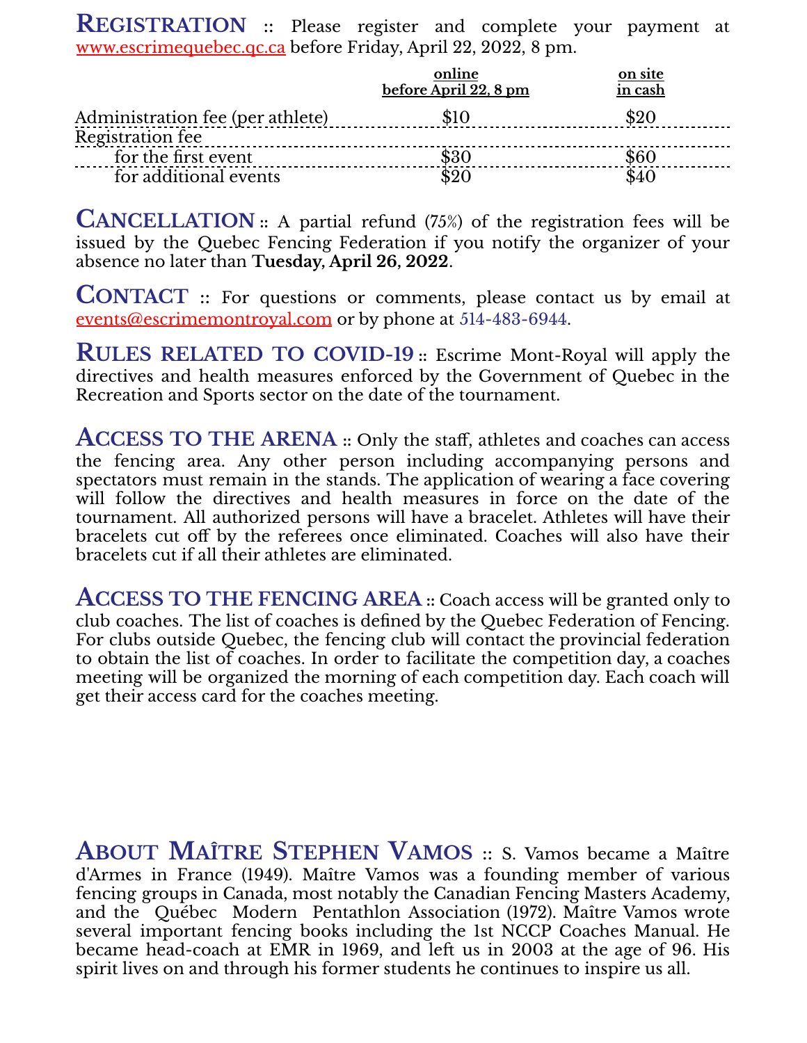**Registration** :: Please register and complete your payment at www.escrimequebec.qc.ca before Friday, April 22, 2022, 8 pm.

| | online before April 22, 8 pm | on site in cash |
|---|---|---|
| Administration fee (per athlete) | $10 | $20 |
| Registration fee | | |
| for the first event | $30 | $60 |
| for additional events | $20 | $40 |

**Cancellation** :: A partial refund (75%) of the registration fees will be issued by the Quebec Fencing Federation if you notify the organizer of your absence no later than **Tuesday, April 26, 2022**.

**Contact** :: For questions or comments, please contact us by email at events@escrimemontroyal.com or by phone at 514-483-6944.

**Rules related to COVID-19** :: Escrime Mont-Royal will apply the directives and health measures enforced by the Government of Quebec in the Recreation and Sports sector on the date of the tournament.

**Access to the arena** :: Only the staff, athletes and coaches can access the fencing area. Any other person including accompanying persons and spectators must remain in the stands. The application of wearing a face covering will follow the directives and health measures in force on the date of the tournament. All authorized persons will have a bracelet. Athletes will have their bracelets cut off by the referees once eliminated. Coaches will also have their bracelets cut if all their athletes are eliminated.

**Access to the fencing area** :: Coach access will be granted only to club coaches. The list of coaches is defined by the Quebec Federation of Fencing. For clubs outside Quebec, the fencing club will contact the provincial federation to obtain the list of coaches. In order to facilitate the competition day, a coaches meeting will be organized the morning of each competition day. Each coach will get their access card for the coaches meeting.

**About Maître Stephen Vamos** :: S. Vamos became a Maître d'Armes in France (1949). Maître Vamos was a founding member of various fencing groups in Canada, most notably the Canadian Fencing Masters Academy, and the Québec Modern Pentathlon Association (1972). Maître Vamos wrote several important fencing books including the 1st NCCP Coaches Manual. He became head-coach at EMR in 1969, and left us in 2003 at the age of 96. His spirit lives on and through his former students he continues to inspire us all.